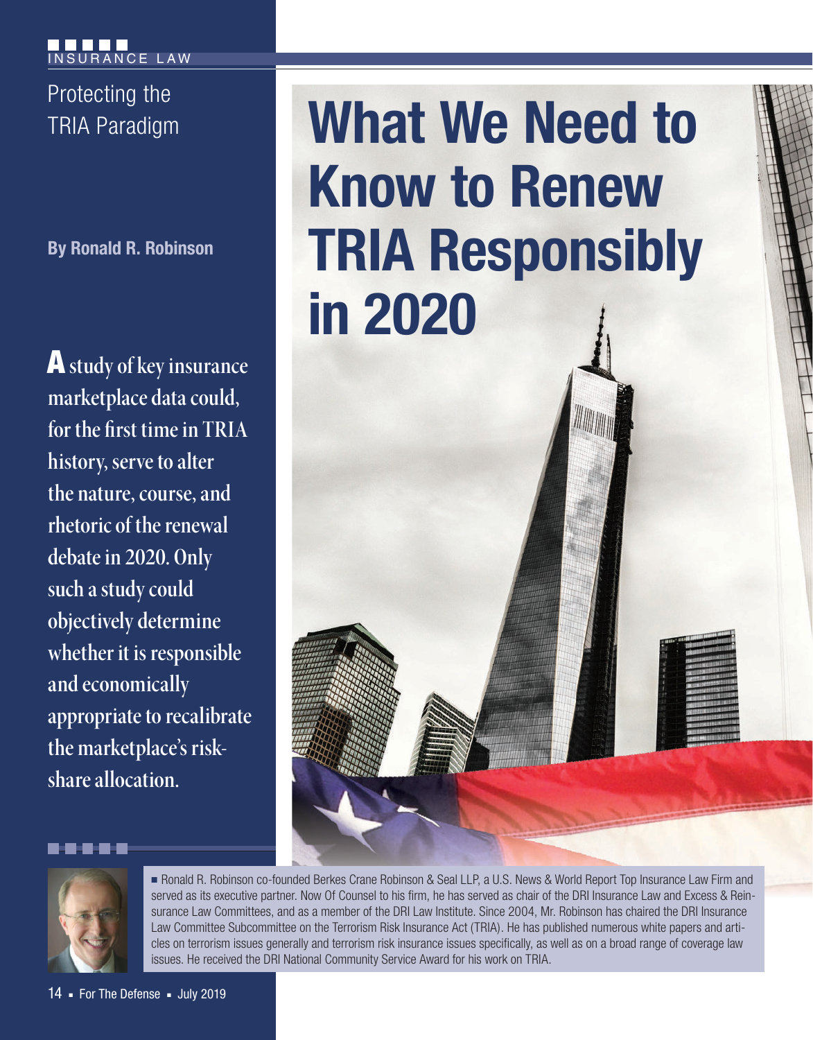INSURANCE LAW

Protecting the TRIA Paradigm

# What We Need to Know to Renew TRIA Responsibly in 2020

**By Ronald R. Robinson**

**A study of key insurance marketplace data could, for the first time in TRIA history, serve to alter the nature, course, and rhetoric of the renewal debate in 2020. Only such a study could objectively determine whether it is responsible and economically appropriate to recalibrate the marketplace's risk-share allocation.**

Ronald R. Robinson co-founded Berkes Crane Robinson & Seal LLP, a U.S. News & World Report Top Insurance Law Firm and served as its executive partner. Now Of Counsel to his firm, he has served as chair of the DRI Insurance Law and Excess & Reinsurance Law Committees, and as a member of the DRI Law Institute. Since 2004, Mr. Robinson has chaired the DRI Insurance Law Committee Subcommittee on the Terrorism Risk Insurance Act (TRIA). He has published numerous white papers and articles on terrorism issues generally and terrorism risk insurance issues specifically, as well as on a broad range of coverage law issues. He received the DRI National Community Service Award for his work on TRIA.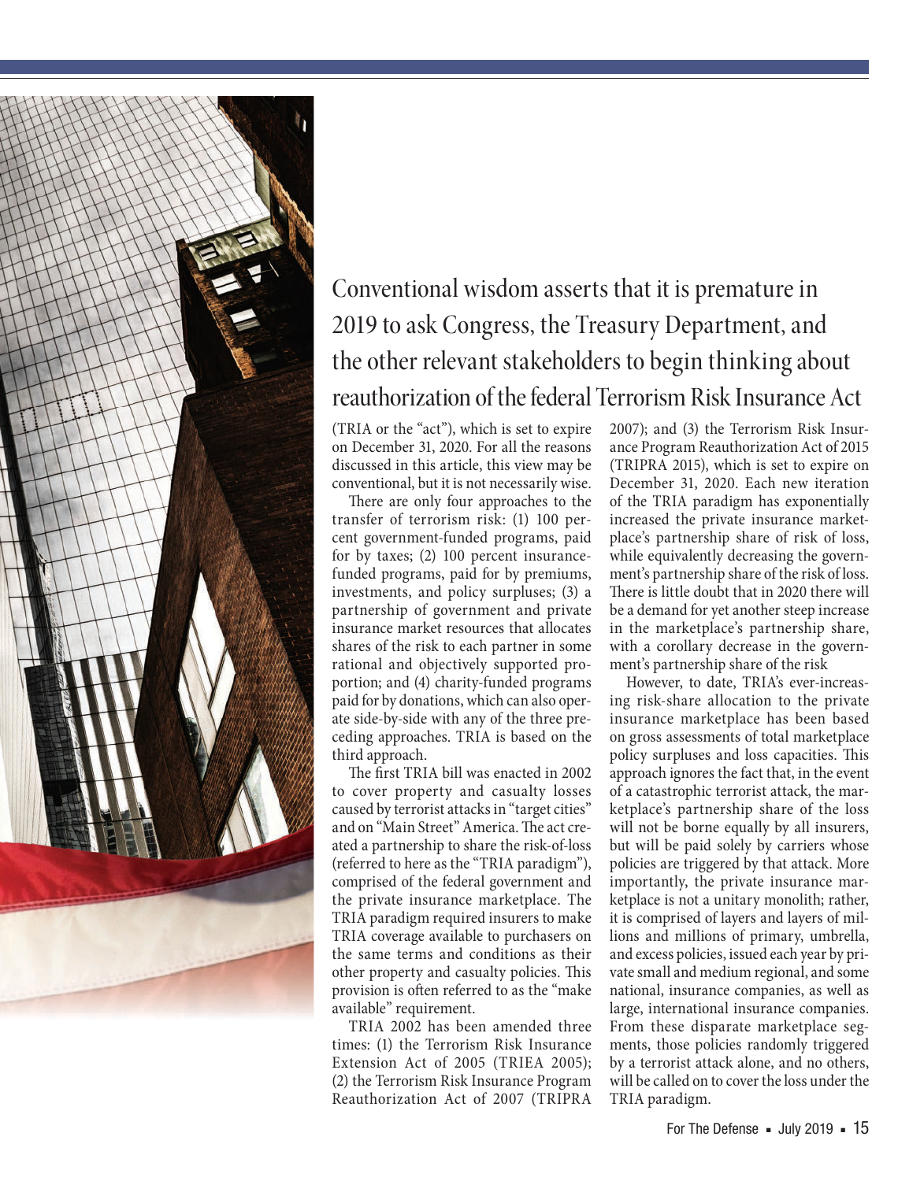Conventional wisdom asserts that it is premature in 2019 to ask Congress, the Treasury Department, and the other relevant stakeholders to begin thinking about reauthorization of the federal Terrorism Risk Insurance Act (TRIA or the "act"), which is set to expire on December 31, 2020. For all the reasons discussed in this article, this view may be conventional, but it is not necessarily wise.

There are only four approaches to the transfer of terrorism risk: (1) 100 percent government-funded programs, paid for by taxes; (2) 100 percent insurance-funded programs, paid for by premiums, investments, and policy surpluses; (3) a partnership of government and private insurance market resources that allocates shares of the risk to each partner in some rational and objectively supported proportion; and (4) charity-funded programs paid for by donations, which can also operate side-by-side with any of the three preceding approaches. TRIA is based on the third approach.

The first TRIA bill was enacted in 2002 to cover property and casualty losses caused by terrorist attacks in "target cities" and on "Main Street" America. The act created a partnership to share the risk-of-loss (referred to here as the "TRIA paradigm"), comprised of the federal government and the private insurance marketplace. The TRIA paradigm required insurers to make TRIA coverage available to purchasers on the same terms and conditions as their other property and casualty policies. This provision is often referred to as the "make available" requirement.

TRIA 2002 has been amended three times: (1) the Terrorism Risk Insurance Extension Act of 2005 (TRIEA 2005); (2) the Terrorism Risk Insurance Program Reauthorization Act of 2007 (TRIPRA 2007); and (3) the Terrorism Risk Insurance Program Reauthorization Act of 2015 (TRIPRA 2015), which is set to expire on December 31, 2020. Each new iteration of the TRIA paradigm has exponentially increased the private insurance marketplace's partnership share of risk of loss, while equivalently decreasing the government's partnership share of the risk of loss. There is little doubt that in 2020 there will be a demand for yet another steep increase in the marketplace's partnership share, with a corollary decrease in the government's partnership share of the risk

However, to date, TRIA's ever-increasing risk-share allocation to the private insurance marketplace has been based on gross assessments of total marketplace policy surpluses and loss capacities. This approach ignores the fact that, in the event of a catastrophic terrorist attack, the marketplace's partnership share of the loss will not be borne equally by all insurers, but will be paid solely by carriers whose policies are triggered by that attack. More importantly, the private insurance marketplace is not a unitary monolith; rather, it is comprised of layers and layers of millions and millions of primary, umbrella, and excess policies, issued each year by private small and medium regional, and some national, insurance companies, as well as large, international insurance companies. From these disparate marketplace segments, those policies randomly triggered by a terrorist attack alone, and no others, will be called on to cover the loss under the TRIA paradigm.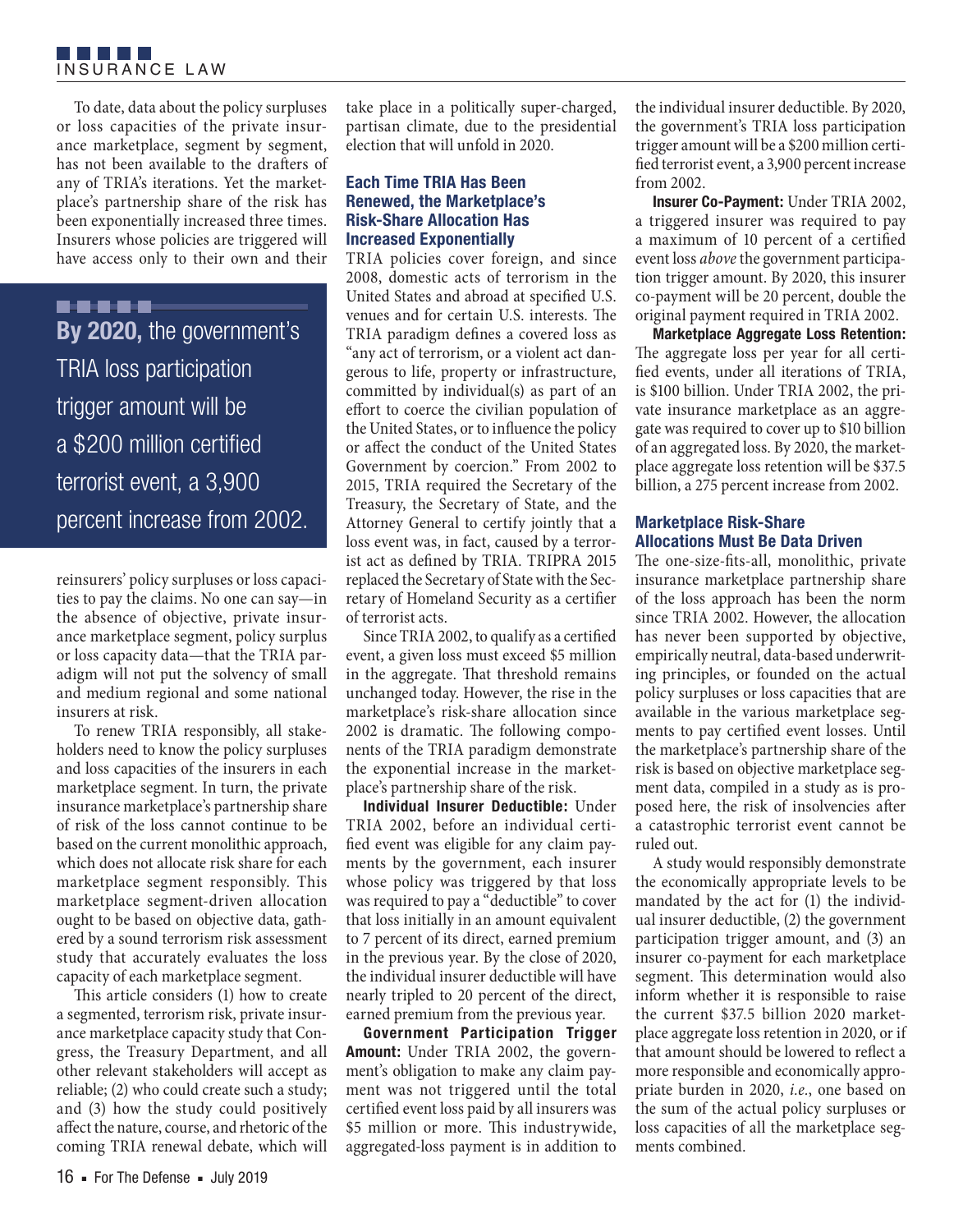To date, data about the policy surpluses or loss capacities of the private insurance marketplace, segment by segment, has not been available to the drafters of any of TRIA's iterations. Yet the marketplace's partnership share of the risk has been exponentially increased three times. Insurers whose policies are triggered will have access only to their own and their reinsurers' policy surpluses or loss capacities to pay the claims. No one can say—in the absence of objective, private insurance marketplace segment, policy surplus or loss capacity data—that the TRIA paradigm will not put the solvency of small and medium regional and some national insurers at risk.

**By 2020,** the government's TRIA loss participation trigger amount will be a $200 million certified terrorist event, a 3,900 percent increase from 2002.

To renew TRIA responsibly, all stakeholders need to know the policy surpluses and loss capacities of the insurers in each marketplace segment. In turn, the private insurance marketplace's partnership share of risk of the loss cannot continue to be based on the current monolithic approach, which does not allocate risk share for each marketplace segment responsibly. This marketplace segment-driven allocation ought to be based on objective data, gathered by a sound terrorism risk assessment study that accurately evaluates the loss capacity of each marketplace segment.

This article considers (1) how to create a segmented, terrorism risk, private insurance marketplace capacity study that Congress, the Treasury Department, and all other relevant stakeholders will accept as reliable; (2) who could create such a study; and (3) how the study could positively affect the nature, course, and rhetoric of the coming TRIA renewal debate, which will take place in a politically super-charged, partisan climate, due to the presidential election that will unfold in 2020.

## Each Time TRIA Has Been Renewed, the Marketplace's Risk-Share Allocation Has Increased Exponentially

TRIA policies cover foreign, and since 2008, domestic acts of terrorism in the United States and abroad at specified U.S. venues and for certain U.S. interests. The TRIA paradigm defines a covered loss as "any act of terrorism, or a violent act dangerous to life, property or infrastructure, committed by individual(s) as part of an effort to coerce the civilian population of the United States, or to influence the policy or affect the conduct of the United States Government by coercion." From 2002 to 2015, TRIA required the Secretary of the Treasury, the Secretary of State, and the Attorney General to certify jointly that a loss event was, in fact, caused by a terrorist act as defined by TRIA. TRIPRA 2015 replaced the Secretary of State with the Secretary of Homeland Security as a certifier of terrorist acts.

Since TRIA 2002, to qualify as a certified event, a given loss must exceed $5 million in the aggregate. That threshold remains unchanged today. However, the rise in the marketplace's risk-share allocation since 2002 is dramatic. The following components of the TRIA paradigm demonstrate the exponential increase in the marketplace's partnership share of the risk.

**Individual Insurer Deductible:** Under TRIA 2002, before an individual certified event was eligible for any claim payments by the government, each insurer whose policy was triggered by that loss was required to pay a "deductible" to cover that loss initially in an amount equivalent to 7 percent of its direct, earned premium in the previous year. By the close of 2020, the individual insurer deductible will have nearly tripled to 20 percent of the direct, earned premium from the previous year.

**Government Participation Trigger Amount:** Under TRIA 2002, the government's obligation to make any claim payment was not triggered until the total certified event loss paid by all insurers was $5 million or more. This industrywide, aggregated-loss payment is in addition to the individual insurer deductible. By 2020, the government's TRIA loss participation trigger amount will be a $200 million certified terrorist event, a 3,900 percent increase from 2002.

**Insurer Co-Payment:** Under TRIA 2002, a triggered insurer was required to pay a maximum of 10 percent of a certified event loss *above* the government participation trigger amount. By 2020, this insurer co-payment will be 20 percent, double the original payment required in TRIA 2002.

**Marketplace Aggregate Loss Retention:** The aggregate loss per year for all certified events, under all iterations of TRIA, is $100 billion. Under TRIA 2002, the private insurance marketplace as an aggregate was required to cover up to $10 billion of an aggregated loss. By 2020, the marketplace aggregate loss retention will be $37.5 billion, a 275 percent increase from 2002.

## Marketplace Risk-Share Allocations Must Be Data Driven

The one-size-fits-all, monolithic, private insurance marketplace partnership share of the loss approach has been the norm since TRIA 2002. However, the allocation has never been supported by objective, empirically neutral, data-based underwriting principles, or founded on the actual policy surpluses or loss capacities that are available in the various marketplace segments to pay certified event losses. Until the marketplace's partnership share of the risk is based on objective marketplace segment data, compiled in a study as is proposed here, the risk of insolvencies after a catastrophic terrorist event cannot be ruled out.

A study would responsibly demonstrate the economically appropriate levels to be mandated by the act for (1) the individual insurer deductible, (2) the government participation trigger amount, and (3) an insurer co-payment for each marketplace segment. This determination would also inform whether it is responsible to raise the current $37.5 billion 2020 marketplace aggregate loss retention in 2020, or if that amount should be lowered to reflect a more responsible and economically appropriate burden in 2020, *i.e.*, one based on the sum of the actual policy surpluses or loss capacities of all the marketplace segments combined.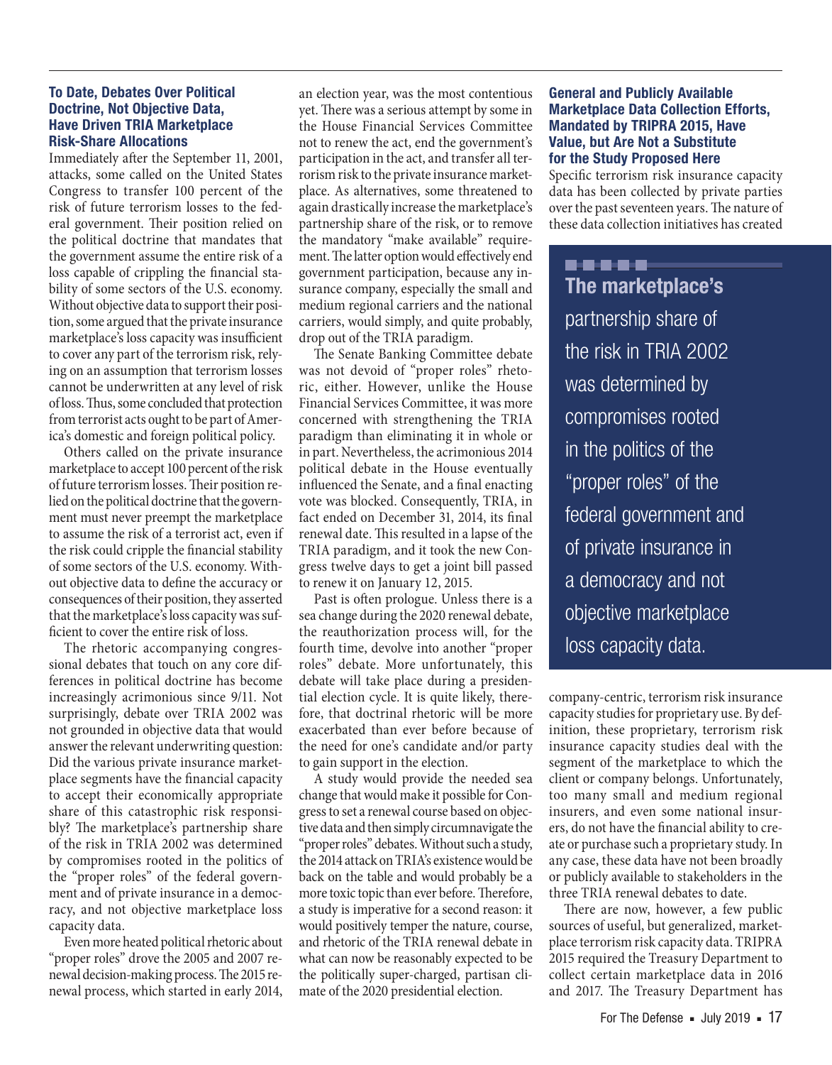### To Date, Debates Over Political Doctrine, Not Objective Data, Have Driven TRIA Marketplace Risk-Share Allocations

Immediately after the September 11, 2001, attacks, some called on the United States Congress to transfer 100 percent of the risk of future terrorism losses to the federal government. Their position relied on the political doctrine that mandates that the government assume the entire risk of a loss capable of crippling the financial stability of some sectors of the U.S. economy. Without objective data to support their position, some argued that the private insurance marketplace's loss capacity was insufficient to cover any part of the terrorism risk, relying on an assumption that terrorism losses cannot be underwritten at any level of risk of loss. Thus, some concluded that protection from terrorist acts ought to be part of America's domestic and foreign political policy.

Others called on the private insurance marketplace to accept 100 percent of the risk of future terrorism losses. Their position relied on the political doctrine that the government must never preempt the marketplace to assume the risk of a terrorist act, even if the risk could cripple the financial stability of some sectors of the U.S. economy. Without objective data to define the accuracy or consequences of their position, they asserted that the marketplace's loss capacity was sufficient to cover the entire risk of loss.

The rhetoric accompanying congressional debates that touch on any core differences in political doctrine has become increasingly acrimonious since 9/11. Not surprisingly, debate over TRIA 2002 was not grounded in objective data that would answer the relevant underwriting question: Did the various private insurance marketplace segments have the financial capacity to accept their economically appropriate share of this catastrophic risk responsibly? The marketplace's partnership share of the risk in TRIA 2002 was determined by compromises rooted in the politics of the "proper roles" of the federal government and of private insurance in a democracy, and not objective marketplace loss capacity data.

Even more heated political rhetoric about "proper roles" drove the 2005 and 2007 renewal decision-making process. The 2015 renewal process, which started in early 2014, an election year, was the most contentious yet. There was a serious attempt by some in the House Financial Services Committee not to renew the act, end the government's participation in the act, and transfer all terrorism risk to the private insurance marketplace. As alternatives, some threatened to again drastically increase the marketplace's partnership share of the risk, or to remove the mandatory "make available" requirement. The latter option would effectively end government participation, because any insurance company, especially the small and medium regional carriers and the national carriers, would simply, and quite probably, drop out of the TRIA paradigm.

The Senate Banking Committee debate was not devoid of "proper roles" rhetoric, either. However, unlike the House Financial Services Committee, it was more concerned with strengthening the TRIA paradigm than eliminating it in whole or in part. Nevertheless, the acrimonious 2014 political debate in the House eventually influenced the Senate, and a final enacting vote was blocked. Consequently, TRIA, in fact ended on December 31, 2014, its final renewal date. This resulted in a lapse of the TRIA paradigm, and it took the new Congress twelve days to get a joint bill passed to renew it on January 12, 2015.

Past is often prologue. Unless there is a sea change during the 2020 renewal debate, the reauthorization process will, for the fourth time, devolve into another "proper roles" debate. More unfortunately, this debate will take place during a presidential election cycle. It is quite likely, therefore, that doctrinal rhetoric will be more exacerbated than ever before because of the need for one's candidate and/or party to gain support in the election.

A study would provide the needed sea change that would make it possible for Congress to set a renewal course based on objective data and then simply circumnavigate the "proper roles" debates. Without such a study, the 2014 attack on TRIA's existence would be back on the table and would probably be a more toxic topic than ever before. Therefore, a study is imperative for a second reason: it would positively temper the nature, course, and rhetoric of the TRIA renewal debate in what can now be reasonably expected to be the politically super-charged, partisan climate of the 2020 presidential election.

### General and Publicly Available Marketplace Data Collection Efforts, Mandated by TRIPRA 2015, Have Value, but Are Not a Substitute for the Study Proposed Here

Specific terrorism risk insurance capacity data has been collected by private parties over the past seventeen years. The nature of these data collection initiatives has created company-centric, terrorism risk insurance capacity studies for proprietary use. By definition, these proprietary, terrorism risk insurance capacity studies deal with the segment of the marketplace to which the client or company belongs. Unfortunately, too many small and medium regional insurers, and even some national insurers, do not have the financial ability to create or purchase such a proprietary study. In any case, these data have not been broadly or publicly available to stakeholders in the three TRIA renewal debates to date.

> **The marketplace's** partnership share of the risk in TRIA 2002 was determined by compromises rooted in the politics of the "proper roles" of the federal government and of private insurance in a democracy and not objective marketplace loss capacity data.

There are now, however, a few public sources of useful, but generalized, marketplace terrorism risk capacity data. TRIPRA 2015 required the Treasury Department to collect certain marketplace data in 2016 and 2017. The Treasury Department has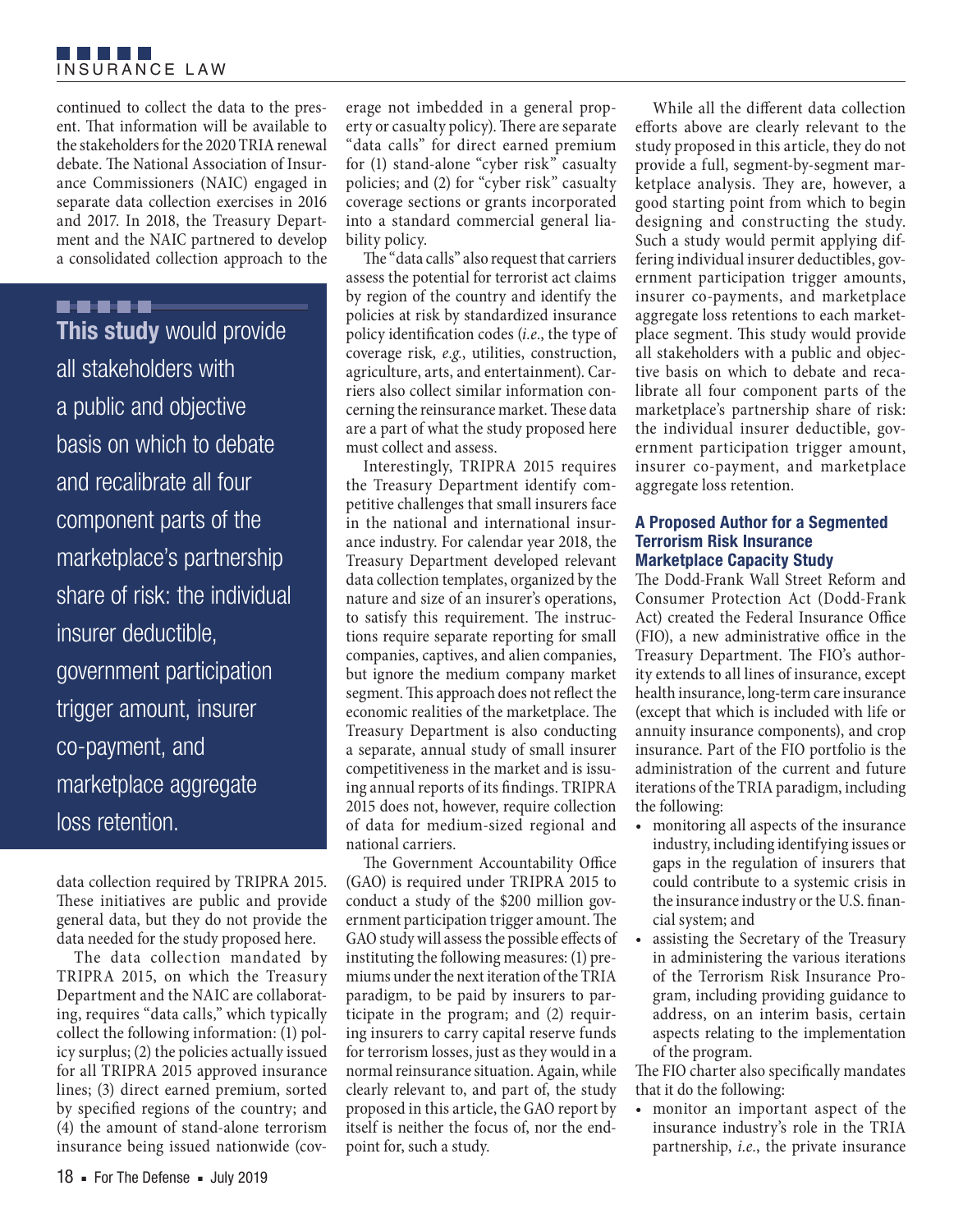continued to collect the data to the present. That information will be available to the stakeholders for the 2020 TRIA renewal debate. The National Association of Insurance Commissioners (NAIC) engaged in separate data collection exercises in 2016 and 2017. In 2018, the Treasury Department and the NAIC partnered to develop a consolidated collection approach to the data collection required by TRIPRA 2015. These initiatives are public and provide general data, but they do not provide the data needed for the study proposed here.

> **This study** would provide all stakeholders with a public and objective basis on which to debate and recalibrate all four component parts of the marketplace's partnership share of risk: the individual insurer deductible, government participation trigger amount, insurer co-payment, and marketplace aggregate loss retention.

The data collection mandated by TRIPRA 2015, on which the Treasury Department and the NAIC are collaborating, requires "data calls," which typically collect the following information: (1) policy surplus; (2) the policies actually issued for all TRIPRA 2015 approved insurance lines; (3) direct earned premium, sorted by specified regions of the country; and (4) the amount of stand-alone terrorism insurance being issued nationwide (coverage not imbedded in a general property or casualty policy). There are separate "data calls" for direct earned premium for (1) stand-alone "cyber risk" casualty policies; and (2) for "cyber risk" casualty coverage sections or grants incorporated into a standard commercial general liability policy.

The "data calls" also request that carriers assess the potential for terrorist act claims by region of the country and identify the policies at risk by standardized insurance policy identification codes (*i.e.*, the type of coverage risk, *e.g.*, utilities, construction, agriculture, arts, and entertainment). Carriers also collect similar information concerning the reinsurance market. These data are a part of what the study proposed here must collect and assess.

Interestingly, TRIPRA 2015 requires the Treasury Department identify competitive challenges that small insurers face in the national and international insurance industry. For calendar year 2018, the Treasury Department developed relevant data collection templates, organized by the nature and size of an insurer's operations, to satisfy this requirement. The instructions require separate reporting for small companies, captives, and alien companies, but ignore the medium company market segment. This approach does not reflect the economic realities of the marketplace. The Treasury Department is also conducting a separate, annual study of small insurer competitiveness in the market and is issuing annual reports of its findings. TRIPRA 2015 does not, however, require collection of data for medium-sized regional and national carriers.

The Government Accountability Office (GAO) is required under TRIPRA 2015 to conduct a study of the $200 million government participation trigger amount. The GAO study will assess the possible effects of instituting the following measures: (1) premiums under the next iteration of the TRIA paradigm, to be paid by insurers to participate in the program; and (2) requiring insurers to carry capital reserve funds for terrorism losses, just as they would in a normal reinsurance situation. Again, while clearly relevant to, and part of, the study proposed in this article, the GAO report by itself is neither the focus of, nor the endpoint for, such a study.

While all the different data collection efforts above are clearly relevant to the study proposed in this article, they do not provide a full, segment-by-segment marketplace analysis. They are, however, a good starting point from which to begin designing and constructing the study. Such a study would permit applying differing individual insurer deductibles, government participation trigger amounts, insurer co-payments, and marketplace aggregate loss retentions to each marketplace segment. This study would provide all stakeholders with a public and objective basis on which to debate and recalibrate all four component parts of the marketplace's partnership share of risk: the individual insurer deductible, government participation trigger amount, insurer co-payment, and marketplace aggregate loss retention.

### A Proposed Author for a Segmented Terrorism Risk Insurance Marketplace Capacity Study

The Dodd-Frank Wall Street Reform and Consumer Protection Act (Dodd-Frank Act) created the Federal Insurance Office (FIO), a new administrative office in the Treasury Department. The FIO's authority extends to all lines of insurance, except health insurance, long-term care insurance (except that which is included with life or annuity insurance components), and crop insurance. Part of the FIO portfolio is the administration of the current and future iterations of the TRIA paradigm, including the following:

- monitoring all aspects of the insurance industry, including identifying issues or gaps in the regulation of insurers that could contribute to a systemic crisis in the insurance industry or the U.S. financial system; and
- assisting the Secretary of the Treasury in administering the various iterations of the Terrorism Risk Insurance Program, including providing guidance to address, on an interim basis, certain aspects relating to the implementation of the program.

The FIO charter also specifically mandates that it do the following:

- monitor an important aspect of the insurance industry's role in the TRIA partnership, *i.e.*, the private insurance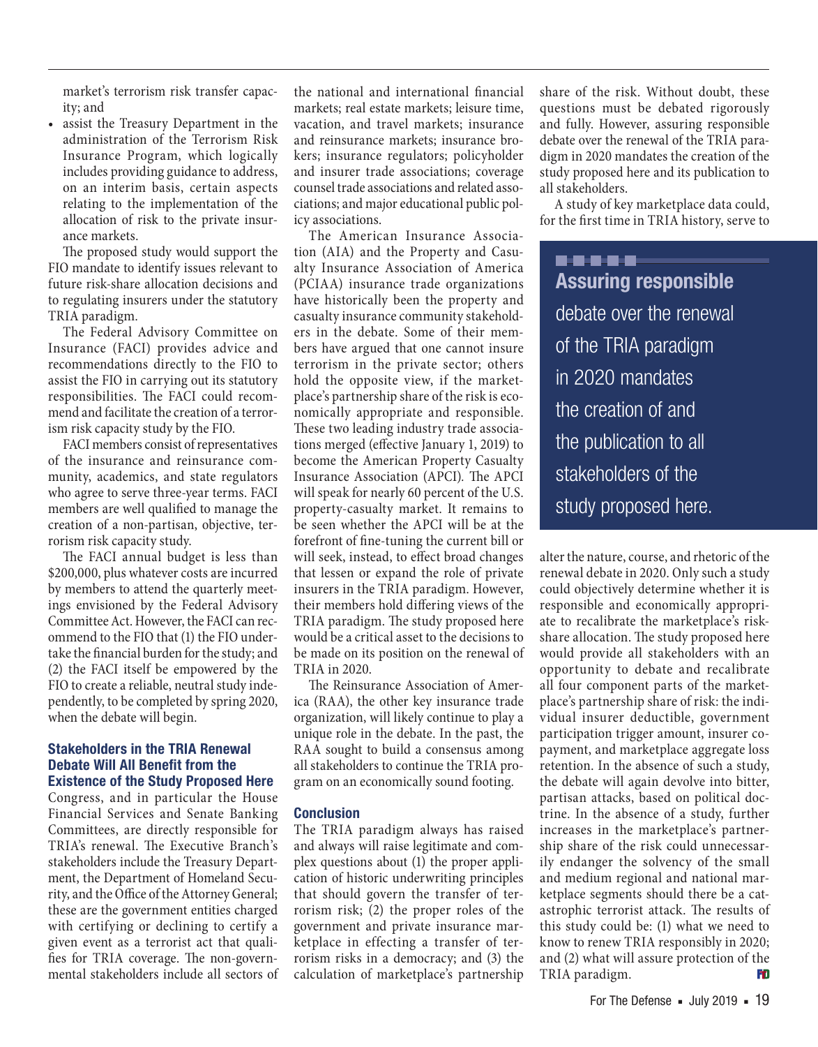market's terrorism risk transfer capacity; and

- assist the Treasury Department in the administration of the Terrorism Risk Insurance Program, which logically includes providing guidance to address, on an interim basis, certain aspects relating to the implementation of the allocation of risk to the private insurance markets.

The proposed study would support the FIO mandate to identify issues relevant to future risk-share allocation decisions and to regulating insurers under the statutory TRIA paradigm.

The Federal Advisory Committee on Insurance (FACI) provides advice and recommendations directly to the FIO to assist the FIO in carrying out its statutory responsibilities. The FACI could recommend and facilitate the creation of a terrorism risk capacity study by the FIO.

FACI members consist of representatives of the insurance and reinsurance community, academics, and state regulators who agree to serve three-year terms. FACI members are well qualified to manage the creation of a non-partisan, objective, terrorism risk capacity study.

The FACI annual budget is less than $200,000, plus whatever costs are incurred by members to attend the quarterly meetings envisioned by the Federal Advisory Committee Act. However, the FACI can recommend to the FIO that (1) the FIO undertake the financial burden for the study; and (2) the FACI itself be empowered by the FIO to create a reliable, neutral study independently, to be completed by spring 2020, when the debate will begin.

### Stakeholders in the TRIA Renewal Debate Will All Benefit from the Existence of the Study Proposed Here

Congress, and in particular the House Financial Services and Senate Banking Committees, are directly responsible for TRIA's renewal. The Executive Branch's stakeholders include the Treasury Department, the Department of Homeland Security, and the Office of the Attorney General; these are the government entities charged with certifying or declining to certify a given event as a terrorist act that qualifies for TRIA coverage. The non-governmental stakeholders include all sectors of the national and international financial markets; real estate markets; leisure time, vacation, and travel markets; insurance and reinsurance markets; insurance brokers; insurance regulators; policyholder and insurer trade associations; coverage counsel trade associations and related associations; and major educational public policy associations.

The American Insurance Association (AIA) and the Property and Casualty Insurance Association of America (PCIAA) insurance trade organizations have historically been the property and casualty insurance community stakeholders in the debate. Some of their members have argued that one cannot insure terrorism in the private sector; others hold the opposite view, if the marketplace's partnership share of the risk is economically appropriate and responsible. These two leading industry trade associations merged (effective January 1, 2019) to become the American Property Casualty Insurance Association (APCI). The APCI will speak for nearly 60 percent of the U.S. property-casualty market. It remains to be seen whether the APCI will be at the forefront of fine-tuning the current bill or will seek, instead, to effect broad changes that lessen or expand the role of private insurers in the TRIA paradigm. However, their members hold differing views of the TRIA paradigm. The study proposed here would be a critical asset to the decisions to be made on its position on the renewal of TRIA in 2020.

The Reinsurance Association of America (RAA), the other key insurance trade organization, will likely continue to play a unique role in the debate. In the past, the RAA sought to build a consensus among all stakeholders to continue the TRIA program on an economically sound footing.

### Conclusion

The TRIA paradigm always has raised and always will raise legitimate and complex questions about (1) the proper application of historic underwriting principles that should govern the transfer of terrorism risk; (2) the proper roles of the government and private insurance marketplace in effecting a transfer of terrorism risks in a democracy; and (3) the calculation of marketplace's partnership share of the risk. Without doubt, these questions must be debated rigorously and fully. However, assuring responsible debate over the renewal of the TRIA paradigm in 2020 mandates the creation of the study proposed here and its publication to all stakeholders.

A study of key marketplace data could, for the first time in TRIA history, serve to alter the nature, course, and rhetoric of the renewal debate in 2020. Only such a study could objectively determine whether it is responsible and economically appropriate to recalibrate the marketplace's risk-share allocation. The study proposed here would provide all stakeholders with an opportunity to debate and recalibrate all four component parts of the marketplace's partnership share of risk: the individual insurer deductible, government participation trigger amount, insurer co-payment, and marketplace aggregate loss retention. In the absence of such a study, the debate will again devolve into bitter, partisan attacks, based on political doctrine. In the absence of a study, further increases in the marketplace's partnership share of the risk could unnecessarily endanger the solvency of the small and medium regional and national marketplace segments should there be a catastrophic terrorist attack. The results of this study could be: (1) what we need to know to renew TRIA responsibly in 2020; and (2) what will assure protection of the TRIA paradigm.

> **Assuring responsible** debate over the renewal of the TRIA paradigm in 2020 mandates the creation of and the publication to all stakeholders of the study proposed here.